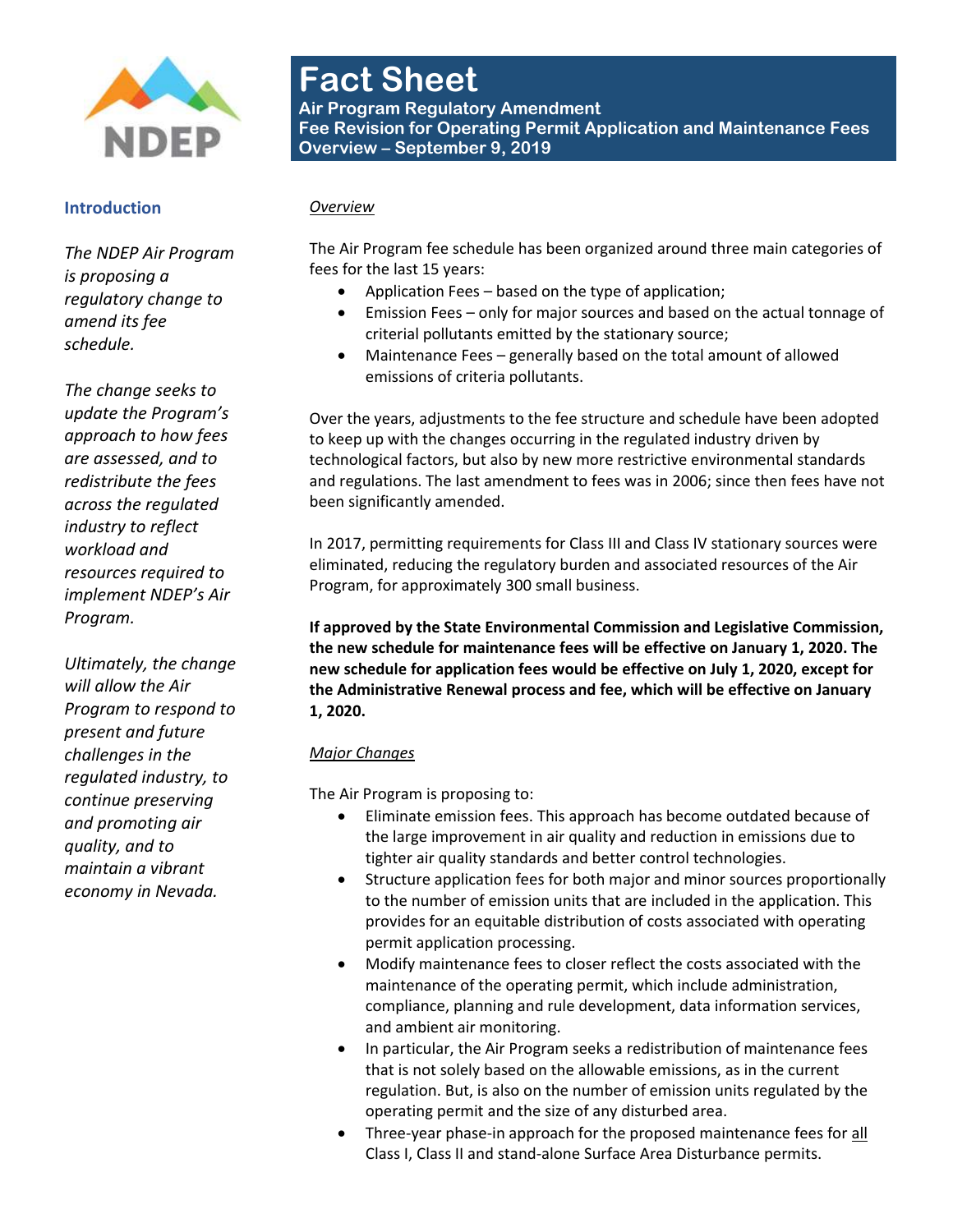# Fact Sheet

**Air Program Regulatory Amendment**
**Fee Revision for Operating Permit Application and Maintenance Fees**
**Overview – September 9, 2019**

## Introduction

*The NDEP Air Program is proposing a regulatory change to amend its fee schedule.*

*The change seeks to update the Program's approach to how fees are assessed, and to redistribute the fees across the regulated industry to reflect workload and resources required to implement NDEP's Air Program.*

*Ultimately, the change will allow the Air Program to respond to present and future challenges in the regulated industry, to continue preserving and promoting air quality, and to maintain a vibrant economy in Nevada.*

*Overview*

The Air Program fee schedule has been organized around three main categories of fees for the last 15 years:

- Application Fees – based on the type of application;
- Emission Fees – only for major sources and based on the actual tonnage of criterial pollutants emitted by the stationary source;
- Maintenance Fees – generally based on the total amount of allowed emissions of criteria pollutants.

Over the years, adjustments to the fee structure and schedule have been adopted to keep up with the changes occurring in the regulated industry driven by technological factors, but also by new more restrictive environmental standards and regulations. The last amendment to fees was in 2006; since then fees have not been significantly amended.

In 2017, permitting requirements for Class III and Class IV stationary sources were eliminated, reducing the regulatory burden and associated resources of the Air Program, for approximately 300 small business.

**If approved by the State Environmental Commission and Legislative Commission, the new schedule for maintenance fees will be effective on January 1, 2020. The new schedule for application fees would be effective on July 1, 2020, except for the Administrative Renewal process and fee, which will be effective on January 1, 2020.**

*Major Changes*

The Air Program is proposing to:

- Eliminate emission fees. This approach has become outdated because of the large improvement in air quality and reduction in emissions due to tighter air quality standards and better control technologies.
- Structure application fees for both major and minor sources proportionally to the number of emission units that are included in the application. This provides for an equitable distribution of costs associated with operating permit application processing.
- Modify maintenance fees to closer reflect the costs associated with the maintenance of the operating permit, which include administration, compliance, planning and rule development, data information services, and ambient air monitoring.
- In particular, the Air Program seeks a redistribution of maintenance fees that is not solely based on the allowable emissions, as in the current regulation. But, is also on the number of emission units regulated by the operating permit and the size of any disturbed area.
- Three-year phase-in approach for the proposed maintenance fees for <u>all</u> Class I, Class II and stand-alone Surface Area Disturbance permits.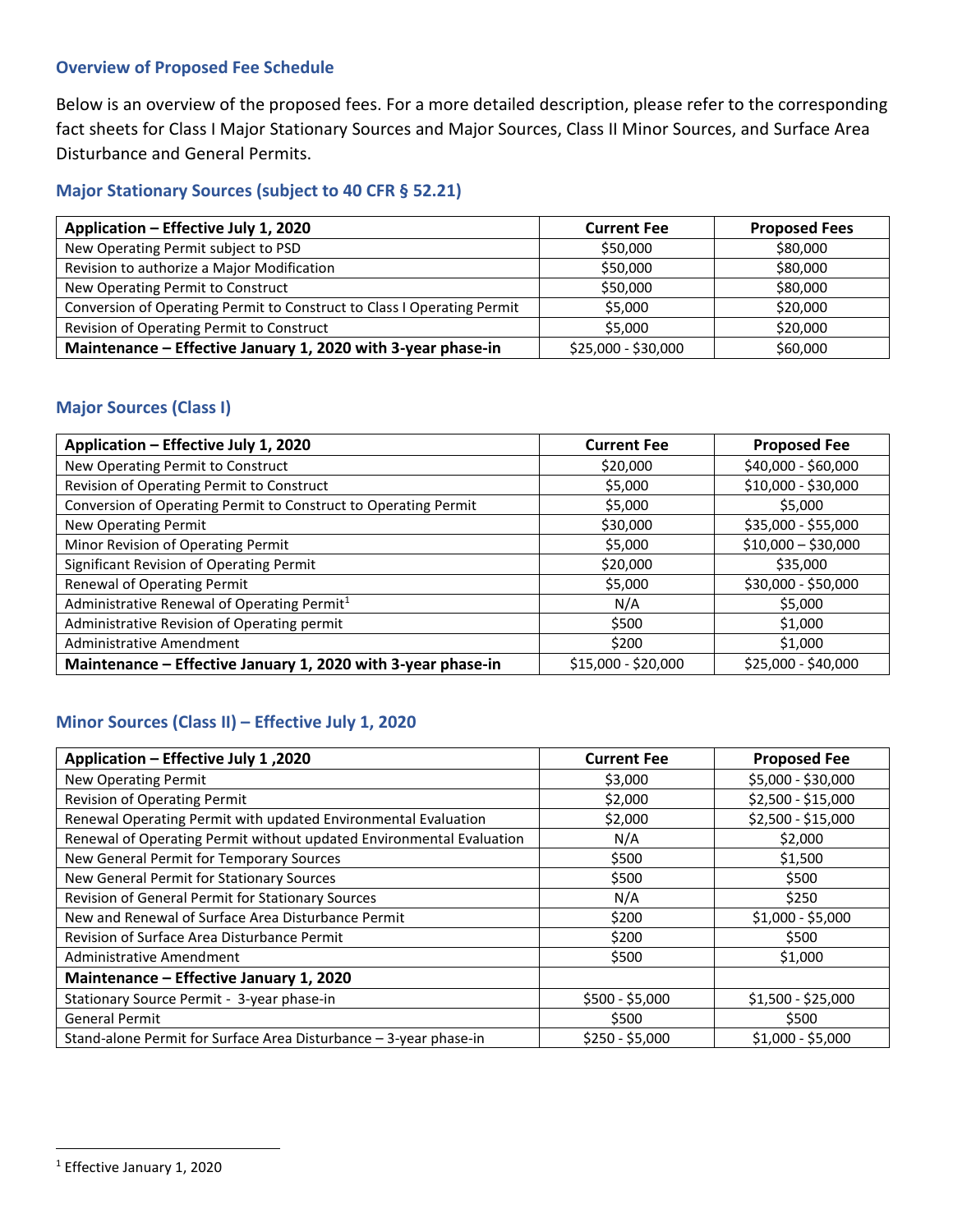## Overview of Proposed Fee Schedule

Below is an overview of the proposed fees. For a more detailed description, please refer to the corresponding fact sheets for Class I Major Stationary Sources and Major Sources, Class II Minor Sources, and Surface Area Disturbance and General Permits.

### Major Stationary Sources (subject to 40 CFR § 52.21)

| **Application – Effective July 1, 2020** | **Current Fee** | **Proposed Fees** |
|---|---|---|
| New Operating Permit subject to PSD | $50,000 | $80,000 |
| Revision to authorize a Major Modification | $50,000 | $80,000 |
| New Operating Permit to Construct | $50,000 | $80,000 |
| Conversion of Operating Permit to Construct to Class I Operating Permit | $5,000 | $20,000 |
| Revision of Operating Permit to Construct | $5,000 | $20,000 |
| **Maintenance – Effective January 1, 2020 with 3-year phase-in** | $25,000 - $30,000 | $60,000 |

### Major Sources (Class I)

| **Application – Effective July 1, 2020** | **Current Fee** | **Proposed Fee** |
|---|---|---|
| New Operating Permit to Construct | $20,000 | $40,000 - $60,000 |
| Revision of Operating Permit to Construct | $5,000 | $10,000 - $30,000 |
| Conversion of Operating Permit to Construct to Operating Permit | $5,000 | $5,000 |
| New Operating Permit | $30,000 | $35,000 - $55,000 |
| Minor Revision of Operating Permit | $5,000 | $10,000 – $30,000 |
| Significant Revision of Operating Permit | $20,000 | $35,000 |
| Renewal of Operating Permit | $5,000 | $30,000 - $50,000 |
| Administrative Renewal of Operating Permit[1] | N/A | $5,000 |
| Administrative Revision of Operating permit | $500 | $1,000 |
| Administrative Amendment | $200 | $1,000 |
| **Maintenance – Effective January 1, 2020 with 3-year phase-in** | $15,000 - $20,000 | $25,000 - $40,000 |

### Minor Sources (Class II) – Effective July 1, 2020

| **Application – Effective July 1 ,2020** | **Current Fee** | **Proposed Fee** |
|---|---|---|
| New Operating Permit | $3,000 | $5,000 - $30,000 |
| Revision of Operating Permit | $2,000 | $2,500 - $15,000 |
| Renewal Operating Permit with updated Environmental Evaluation | $2,000 | $2,500 - $15,000 |
| Renewal of Operating Permit without updated Environmental Evaluation | N/A | $2,000 |
| New General Permit for Temporary Sources | $500 | $1,500 |
| New General Permit for Stationary Sources | $500 | $500 |
| Revision of General Permit for Stationary Sources | N/A | $250 |
| New and Renewal of Surface Area Disturbance Permit | $200 | $1,000 - $5,000 |
| Revision of Surface Area Disturbance Permit | $200 | $500 |
| Administrative Amendment | $500 | $1,000 |
| **Maintenance – Effective January 1, 2020** | | |
| Stationary Source Permit - 3-year phase-in | $500 - $5,000 | $1,500 - $25,000 |
| General Permit | $500 | $500 |
| Stand-alone Permit for Surface Area Disturbance – 3-year phase-in | $250 - $5,000 | $1,000 - $5,000 |

[1] Effective January 1, 2020